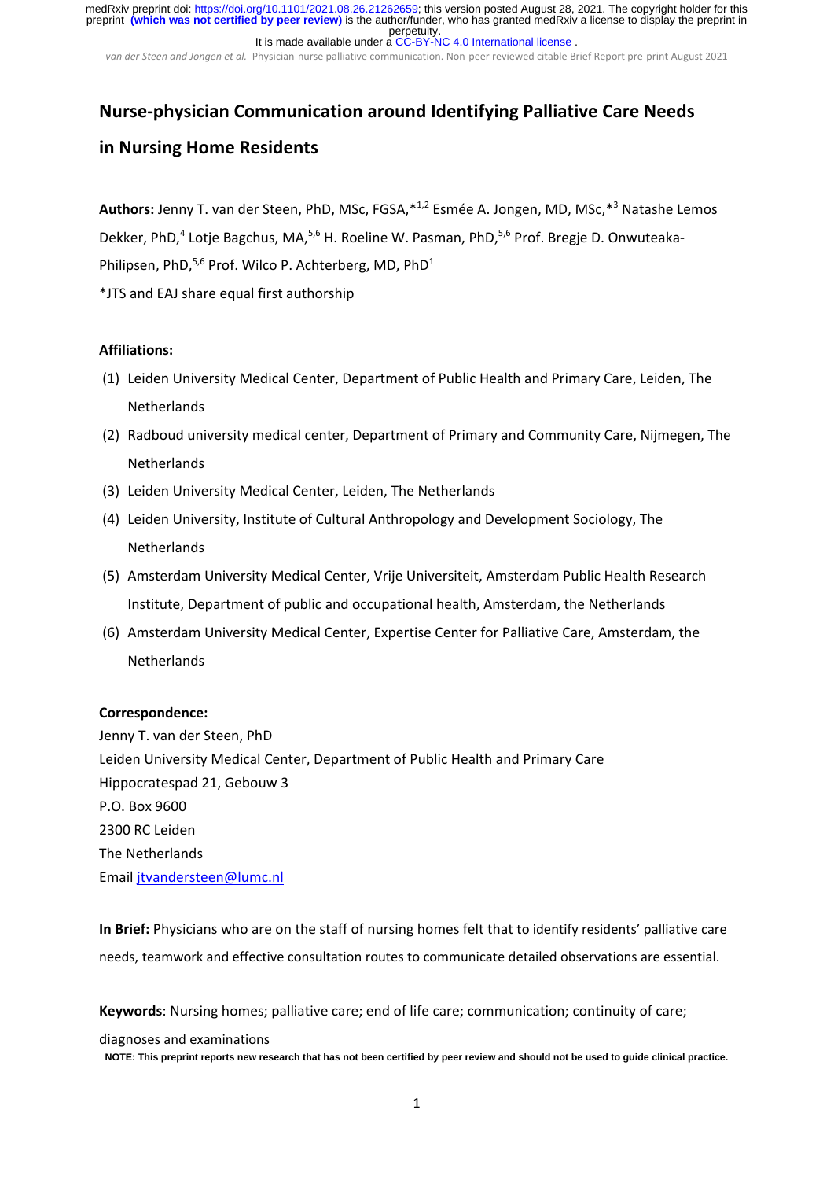# Nurse-physician Communication around Identifying Palliative Care Needs in Nursing Home Residents

**Authors:** Jenny T. van der Steen, PhD, MSc, FGSA,*[1,2] Esmée A. Jongen, MD, MSc,*[3] Natashe Lemos Dekker, PhD,[4] Lotje Bagchus, MA,[5,6] H. Roeline W. Pasman, PhD,[5,6] Prof. Bregje D. Onwuteaka-Philipsen, PhD,[5,6] Prof. Wilco P. Achterberg, MD, PhD[1]

*JTS and EAJ share equal first authorship

**Affiliations:**

(1) Leiden University Medical Center, Department of Public Health and Primary Care, Leiden, The Netherlands

(2) Radboud university medical center, Department of Primary and Community Care, Nijmegen, The Netherlands

(3) Leiden University Medical Center, Leiden, The Netherlands

(4) Leiden University, Institute of Cultural Anthropology and Development Sociology, The Netherlands

(5) Amsterdam University Medical Center, Vrije Universiteit, Amsterdam Public Health Research Institute, Department of public and occupational health, Amsterdam, the Netherlands

(6) Amsterdam University Medical Center, Expertise Center for Palliative Care, Amsterdam, the Netherlands

**Correspondence:**

Jenny T. van der Steen, PhD
Leiden University Medical Center, Department of Public Health and Primary Care
Hippocratespad 21, Gebouw 3
P.O. Box 9600
2300 RC Leiden
The Netherlands
Email jtvandersteen@lumc.nl

**In Brief:** Physicians who are on the staff of nursing homes felt that to identify residents' palliative care needs, teamwork and effective consultation routes to communicate detailed observations are essential.

**Keywords**: Nursing homes; palliative care; end of life care; communication; continuity of care; diagnoses and examinations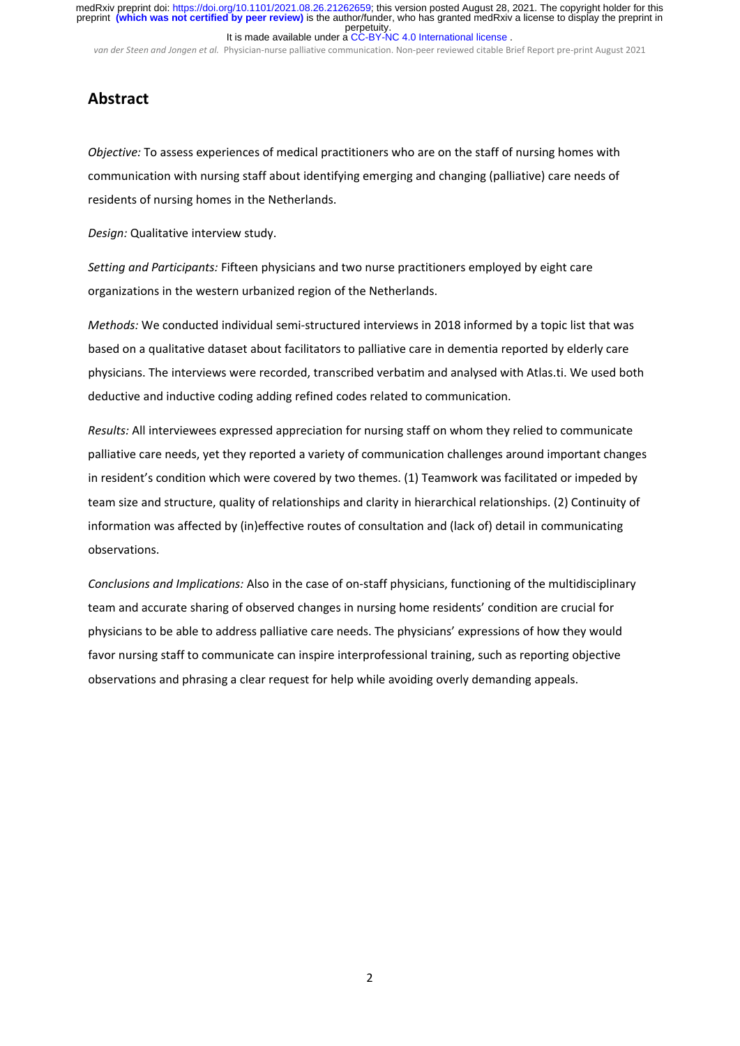## Abstract

*Objective:* To assess experiences of medical practitioners who are on the staff of nursing homes with communication with nursing staff about identifying emerging and changing (palliative) care needs of residents of nursing homes in the Netherlands.

*Design:* Qualitative interview study.

*Setting and Participants:* Fifteen physicians and two nurse practitioners employed by eight care organizations in the western urbanized region of the Netherlands.

*Methods:* We conducted individual semi-structured interviews in 2018 informed by a topic list that was based on a qualitative dataset about facilitators to palliative care in dementia reported by elderly care physicians. The interviews were recorded, transcribed verbatim and analysed with Atlas.ti. We used both deductive and inductive coding adding refined codes related to communication.

*Results:* All interviewees expressed appreciation for nursing staff on whom they relied to communicate palliative care needs, yet they reported a variety of communication challenges around important changes in resident's condition which were covered by two themes. (1) Teamwork was facilitated or impeded by team size and structure, quality of relationships and clarity in hierarchical relationships. (2) Continuity of information was affected by (in)effective routes of consultation and (lack of) detail in communicating observations.

*Conclusions and Implications:* Also in the case of on-staff physicians, functioning of the multidisciplinary team and accurate sharing of observed changes in nursing home residents' condition are crucial for physicians to be able to address palliative care needs. The physicians' expressions of how they would favor nursing staff to communicate can inspire interprofessional training, such as reporting objective observations and phrasing a clear request for help while avoiding overly demanding appeals.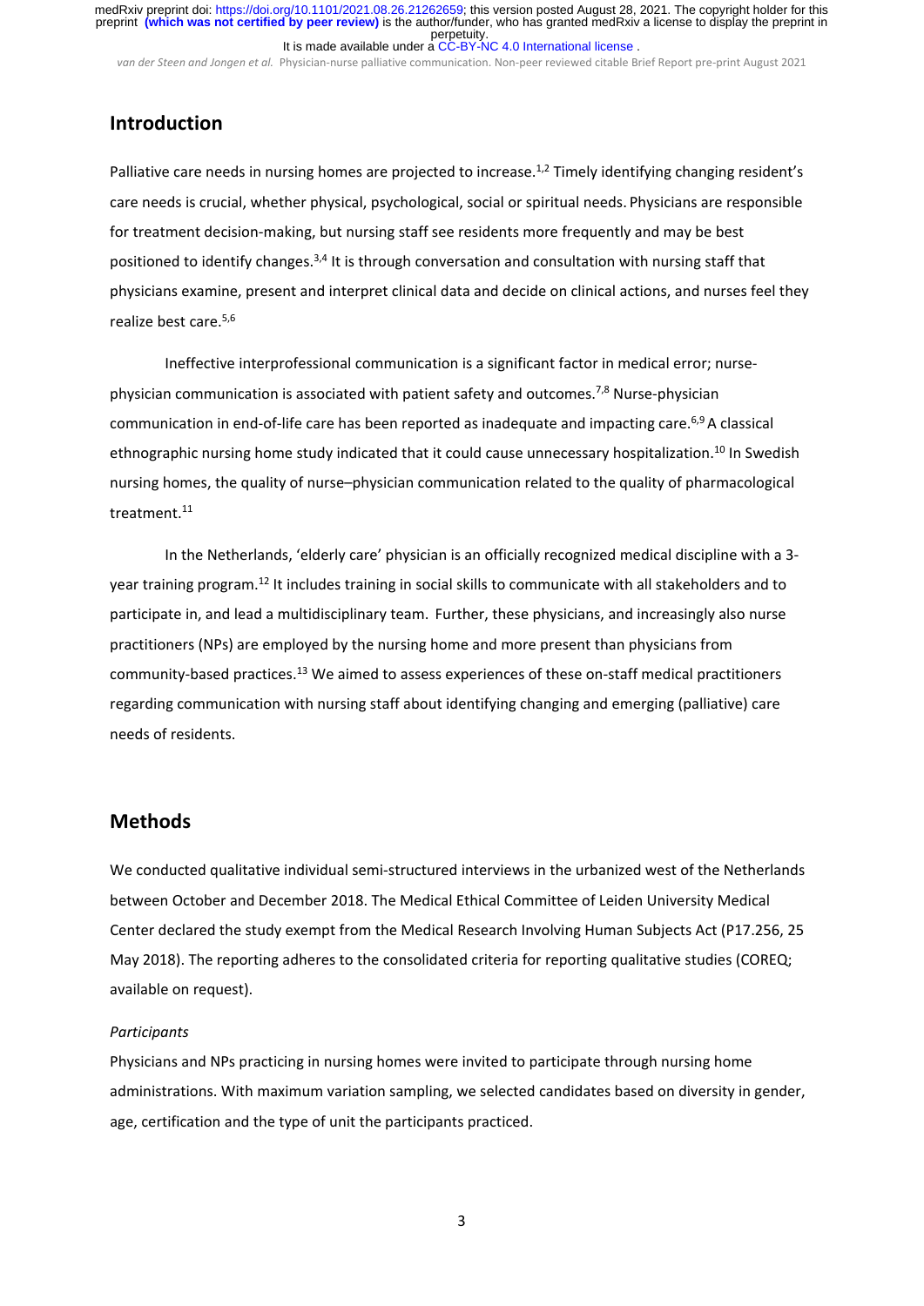## Introduction

Palliative care needs in nursing homes are projected to increase.[1,2] Timely identifying changing resident's care needs is crucial, whether physical, psychological, social or spiritual needs. Physicians are responsible for treatment decision-making, but nursing staff see residents more frequently and may be best positioned to identify changes.[3,4] It is through conversation and consultation with nursing staff that physicians examine, present and interpret clinical data and decide on clinical actions, and nurses feel they realize best care.[5,6]

Ineffective interprofessional communication is a significant factor in medical error; nurse-physician communication is associated with patient safety and outcomes.[7,8] Nurse-physician communication in end-of-life care has been reported as inadequate and impacting care.[6,9] A classical ethnographic nursing home study indicated that it could cause unnecessary hospitalization.[10] In Swedish nursing homes, the quality of nurse–physician communication related to the quality of pharmacological treatment.[11]

In the Netherlands, 'elderly care' physician is an officially recognized medical discipline with a 3-year training program.[12] It includes training in social skills to communicate with all stakeholders and to participate in, and lead a multidisciplinary team. Further, these physicians, and increasingly also nurse practitioners (NPs) are employed by the nursing home and more present than physicians from community-based practices.[13] We aimed to assess experiences of these on-staff medical practitioners regarding communication with nursing staff about identifying changing and emerging (palliative) care needs of residents.

## Methods

We conducted qualitative individual semi-structured interviews in the urbanized west of the Netherlands between October and December 2018. The Medical Ethical Committee of Leiden University Medical Center declared the study exempt from the Medical Research Involving Human Subjects Act (P17.256, 25 May 2018). The reporting adheres to the consolidated criteria for reporting qualitative studies (COREQ; available on request).

### *Participants*

Physicians and NPs practicing in nursing homes were invited to participate through nursing home administrations. With maximum variation sampling, we selected candidates based on diversity in gender, age, certification and the type of unit the participants practiced.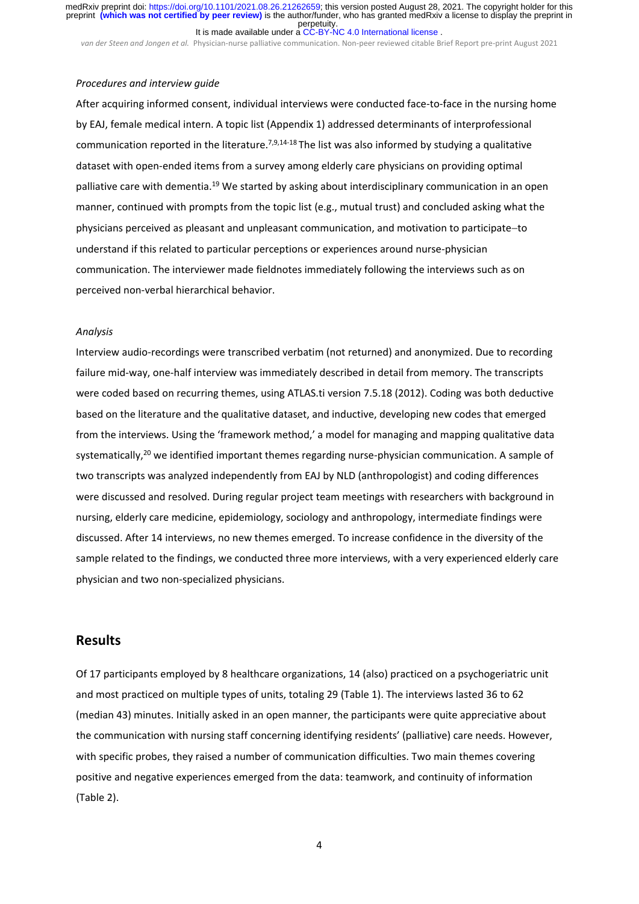*Procedures and interview guide*

After acquiring informed consent, individual interviews were conducted face-to-face in the nursing home by EAJ, female medical intern. A topic list (Appendix 1) addressed determinants of interprofessional communication reported in the literature.[7,9,14-18] The list was also informed by studying a qualitative dataset with open-ended items from a survey among elderly care physicians on providing optimal palliative care with dementia.[19] We started by asking about interdisciplinary communication in an open manner, continued with prompts from the topic list (e.g., mutual trust) and concluded asking what the physicians perceived as pleasant and unpleasant communication, and motivation to participate–to understand if this related to particular perceptions or experiences around nurse-physician communication. The interviewer made fieldnotes immediately following the interviews such as on perceived non-verbal hierarchical behavior.

*Analysis*

Interview audio-recordings were transcribed verbatim (not returned) and anonymized. Due to recording failure mid-way, one-half interview was immediately described in detail from memory. The transcripts were coded based on recurring themes, using ATLAS.ti version 7.5.18 (2012). Coding was both deductive based on the literature and the qualitative dataset, and inductive, developing new codes that emerged from the interviews. Using the 'framework method,' a model for managing and mapping qualitative data systematically,[20] we identified important themes regarding nurse-physician communication. A sample of two transcripts was analyzed independently from EAJ by NLD (anthropologist) and coding differences were discussed and resolved. During regular project team meetings with researchers with background in nursing, elderly care medicine, epidemiology, sociology and anthropology, intermediate findings were discussed. After 14 interviews, no new themes emerged. To increase confidence in the diversity of the sample related to the findings, we conducted three more interviews, with a very experienced elderly care physician and two non-specialized physicians.

## Results

Of 17 participants employed by 8 healthcare organizations, 14 (also) practiced on a psychogeriatric unit and most practiced on multiple types of units, totaling 29 (Table 1). The interviews lasted 36 to 62 (median 43) minutes. Initially asked in an open manner, the participants were quite appreciative about the communication with nursing staff concerning identifying residents' (palliative) care needs. However, with specific probes, they raised a number of communication difficulties. Two main themes covering positive and negative experiences emerged from the data: teamwork, and continuity of information (Table 2).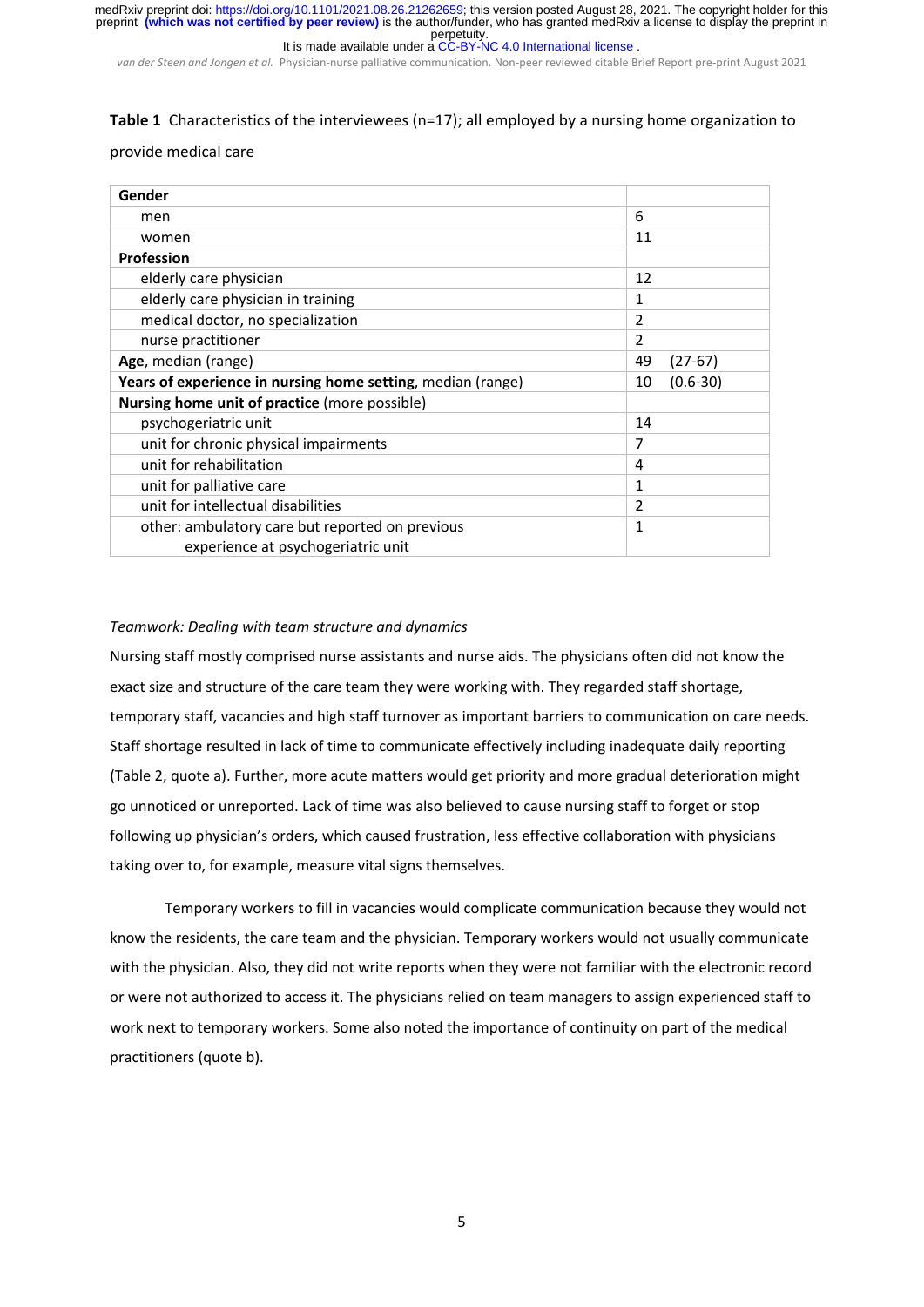**Table 1** Characteristics of the interviewees (n=17); all employed by a nursing home organization to provide medical care

| **Gender** | |
|---|---|
| men | 6 |
| women | 11 |
| **Profession** | |
| elderly care physician | 12 |
| elderly care physician in training | 1 |
| medical doctor, no specialization | 2 |
| nurse practitioner | 2 |
| **Age**, median (range) | 49 (27-67) |
| **Years of experience in nursing home setting**, median (range) | 10 (0.6-30) |
| **Nursing home unit of practice** (more possible) | |
| psychogeriatric unit | 14 |
| unit for chronic physical impairments | 7 |
| unit for rehabilitation | 4 |
| unit for palliative care | 1 |
| unit for intellectual disabilities | 2 |
| other: ambulatory care but reported on previous experience at psychogeriatric unit | 1 |

*Teamwork: Dealing with team structure and dynamics*

Nursing staff mostly comprised nurse assistants and nurse aids. The physicians often did not know the exact size and structure of the care team they were working with. They regarded staff shortage, temporary staff, vacancies and high staff turnover as important barriers to communication on care needs. Staff shortage resulted in lack of time to communicate effectively including inadequate daily reporting (Table 2, quote a). Further, more acute matters would get priority and more gradual deterioration might go unnoticed or unreported. Lack of time was also believed to cause nursing staff to forget or stop following up physician's orders, which caused frustration, less effective collaboration with physicians taking over to, for example, measure vital signs themselves.

Temporary workers to fill in vacancies would complicate communication because they would not know the residents, the care team and the physician. Temporary workers would not usually communicate with the physician. Also, they did not write reports when they were not familiar with the electronic record or were not authorized to access it. The physicians relied on team managers to assign experienced staff to work next to temporary workers. Some also noted the importance of continuity on part of the medical practitioners (quote b).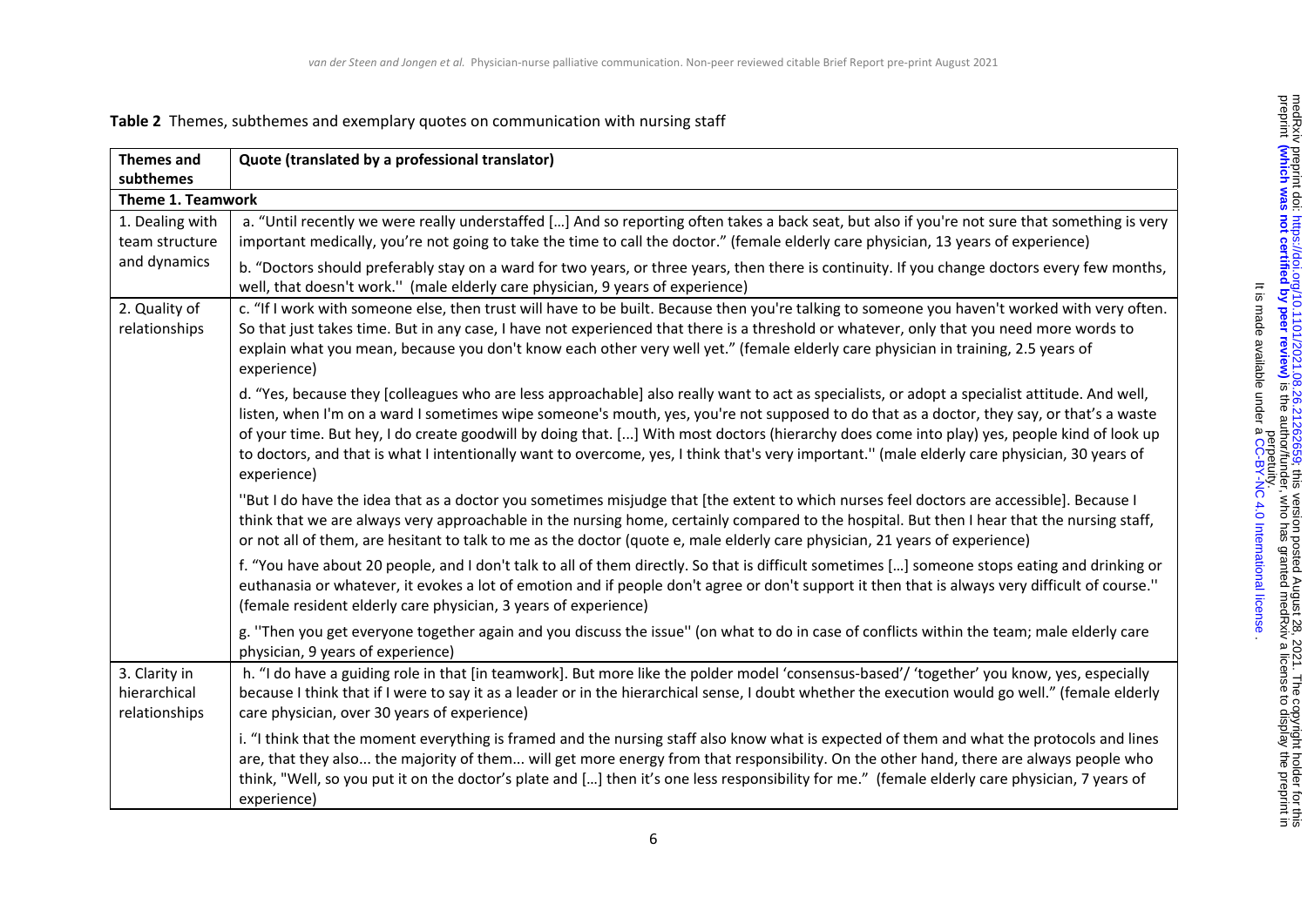**Table 2** Themes, subthemes and exemplary quotes on communication with nursing staff

| Themes and subthemes | Quote (translated by a professional translator) |
|---|---|
| **Theme 1. Teamwork** | |
| 1. Dealing with team structure and dynamics | a. "Until recently we were really understaffed […] And so reporting often takes a back seat, but also if you're not sure that something is very important medically, you're not going to take the time to call the doctor." (female elderly care physician, 13 years of experience) |
| | b. "Doctors should preferably stay on a ward for two years, or three years, then there is continuity. If you change doctors every few months, well, that doesn't work.'' (male elderly care physician, 9 years of experience) |
| 2. Quality of relationships | c. "If I work with someone else, then trust will have to be built. Because then you're talking to someone you haven't worked with very often. So that just takes time. But in any case, I have not experienced that there is a threshold or whatever, only that you need more words to explain what you mean, because you don't know each other very well yet." (female elderly care physician in training, 2.5 years of experience) |
| | d. "Yes, because they [colleagues who are less approachable] also really want to act as specialists, or adopt a specialist attitude. And well, listen, when I'm on a ward I sometimes wipe someone's mouth, yes, you're not supposed to do that as a doctor, they say, or that's a waste of your time. But hey, I do create goodwill by doing that. [...] With most doctors (hierarchy does come into play) yes, people kind of look up to doctors, and that is what I intentionally want to overcome, yes, I think that's very important.'' (male elderly care physician, 30 years of experience) |
| | ''But I do have the idea that as a doctor you sometimes misjudge that [the extent to which nurses feel doctors are accessible]. Because I think that we are always very approachable in the nursing home, certainly compared to the hospital. But then I hear that the nursing staff, or not all of them, are hesitant to talk to me as the doctor (quote e, male elderly care physician, 21 years of experience) |
| | f. "You have about 20 people, and I don't talk to all of them directly. So that is difficult sometimes […] someone stops eating and drinking or euthanasia or whatever, it evokes a lot of emotion and if people don't agree or don't support it then that is always very difficult of course.'' (female resident elderly care physician, 3 years of experience) |
| | g. ''Then you get everyone together again and you discuss the issue'' (on what to do in case of conflicts within the team; male elderly care physician, 9 years of experience) |
| 3. Clarity in hierarchical relationships | h. "I do have a guiding role in that [in teamwork]. But more like the polder model 'consensus-based'/ 'together' you know, yes, especially because I think that if I were to say it as a leader or in the hierarchical sense, I doubt whether the execution would go well." (female elderly care physician, over 30 years of experience) |
| | i. "I think that the moment everything is framed and the nursing staff also know what is expected of them and what the protocols and lines are, that they also... the majority of them... will get more energy from that responsibility. On the other hand, there are always people who think, "Well, so you put it on the doctor's plate and […] then it's one less responsibility for me." (female elderly care physician, 7 years of experience) |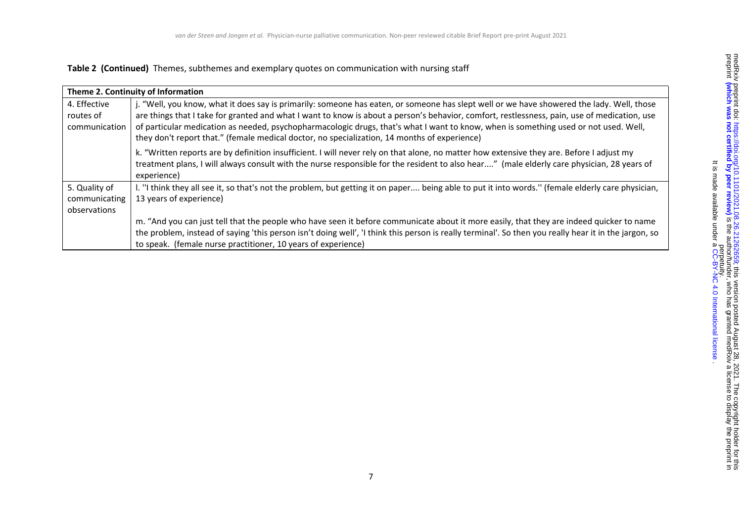**Table 2 (Continued)** Themes, subthemes and exemplary quotes on communication with nursing staff

| Theme 2. Continuity of Information | |
|---|---|
| 4. Effective routes of communication | j. "Well, you know, what it does say is primarily: someone has eaten, or someone has slept well or we have showered the lady. Well, those are things that I take for granted and what I want to know is about a person's behavior, comfort, restlessness, pain, use of medication, use of particular medication as needed, psychopharmacologic drugs, that's what I want to know, when is something used or not used. Well, they don't report that." (female medical doctor, no specialization, 14 months of experience) |
| | k. "Written reports are by definition insufficient. I will never rely on that alone, no matter how extensive they are. Before I adjust my treatment plans, I will always consult with the nurse responsible for the resident to also hear...." (male elderly care physician, 28 years of experience) |
| 5. Quality of communicating observations | l. ''I think they all see it, so that's not the problem, but getting it on paper.... being able to put it into words.'' (female elderly care physician, 13 years of experience) |
| | m. "And you can just tell that the people who have seen it before communicate about it more easily, that they are indeed quicker to name the problem, instead of saying 'this person isn't doing well', 'I think this person is really terminal'. So then you really hear it in the jargon, so to speak. (female nurse practitioner, 10 years of experience) |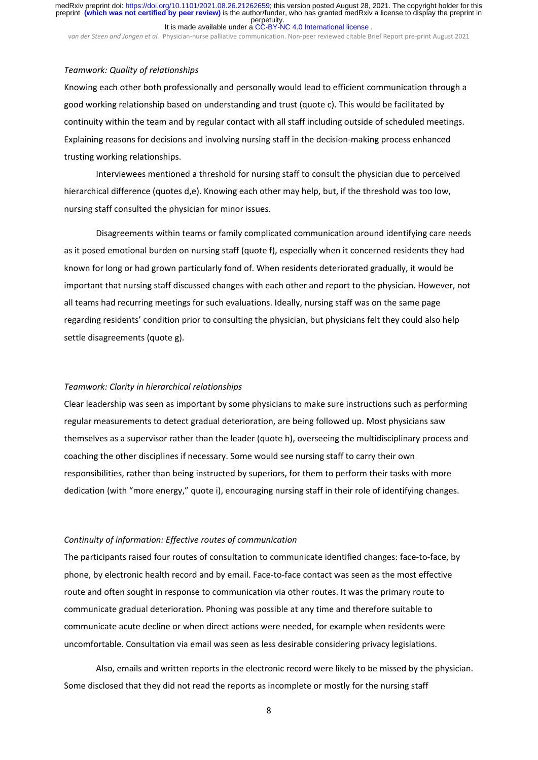*Teamwork: Quality of relationships*

Knowing each other both professionally and personally would lead to efficient communication through a good working relationship based on understanding and trust (quote c). This would be facilitated by continuity within the team and by regular contact with all staff including outside of scheduled meetings. Explaining reasons for decisions and involving nursing staff in the decision-making process enhanced trusting working relationships.

Interviewees mentioned a threshold for nursing staff to consult the physician due to perceived hierarchical difference (quotes d,e). Knowing each other may help, but, if the threshold was too low, nursing staff consulted the physician for minor issues.

Disagreements within teams or family complicated communication around identifying care needs as it posed emotional burden on nursing staff (quote f), especially when it concerned residents they had known for long or had grown particularly fond of. When residents deteriorated gradually, it would be important that nursing staff discussed changes with each other and report to the physician. However, not all teams had recurring meetings for such evaluations. Ideally, nursing staff was on the same page regarding residents' condition prior to consulting the physician, but physicians felt they could also help settle disagreements (quote g).

*Teamwork: Clarity in hierarchical relationships*

Clear leadership was seen as important by some physicians to make sure instructions such as performing regular measurements to detect gradual deterioration, are being followed up. Most physicians saw themselves as a supervisor rather than the leader (quote h), overseeing the multidisciplinary process and coaching the other disciplines if necessary. Some would see nursing staff to carry their own responsibilities, rather than being instructed by superiors, for them to perform their tasks with more dedication (with "more energy," quote i), encouraging nursing staff in their role of identifying changes.

*Continuity of information: Effective routes of communication*

The participants raised four routes of consultation to communicate identified changes: face-to-face, by phone, by electronic health record and by email. Face-to-face contact was seen as the most effective route and often sought in response to communication via other routes. It was the primary route to communicate gradual deterioration. Phoning was possible at any time and therefore suitable to communicate acute decline or when direct actions were needed, for example when residents were uncomfortable. Consultation via email was seen as less desirable considering privacy legislations.

Also, emails and written reports in the electronic record were likely to be missed by the physician. Some disclosed that they did not read the reports as incomplete or mostly for the nursing staff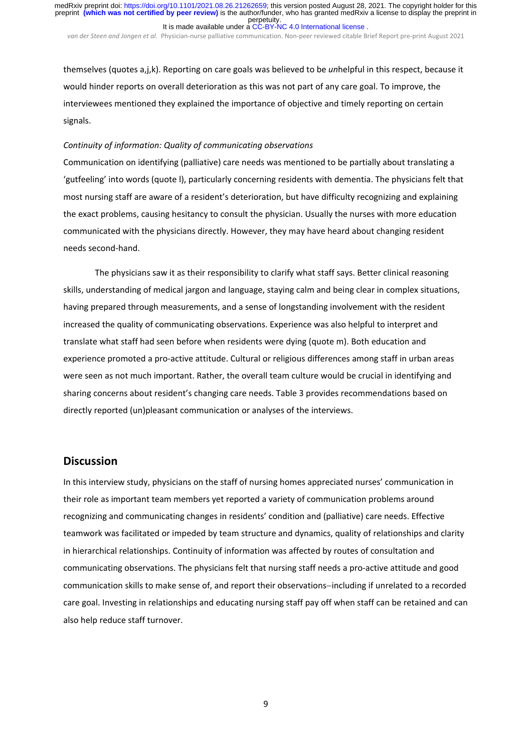themselves (quotes a,j,k). Reporting on care goals was believed to be *un*helpful in this respect, because it would hinder reports on overall deterioration as this was not part of any care goal. To improve, the interviewees mentioned they explained the importance of objective and timely reporting on certain signals.

*Continuity of information: Quality of communicating observations*

Communication on identifying (palliative) care needs was mentioned to be partially about translating a 'gutfeeling' into words (quote l), particularly concerning residents with dementia. The physicians felt that most nursing staff are aware of a resident's deterioration, but have difficulty recognizing and explaining the exact problems, causing hesitancy to consult the physician. Usually the nurses with more education communicated with the physicians directly. However, they may have heard about changing resident needs second-hand.

The physicians saw it as their responsibility to clarify what staff says. Better clinical reasoning skills, understanding of medical jargon and language, staying calm and being clear in complex situations, having prepared through measurements, and a sense of longstanding involvement with the resident increased the quality of communicating observations. Experience was also helpful to interpret and translate what staff had seen before when residents were dying (quote m). Both education and experience promoted a pro-active attitude. Cultural or religious differences among staff in urban areas were seen as not much important. Rather, the overall team culture would be crucial in identifying and sharing concerns about resident's changing care needs. Table 3 provides recommendations based on directly reported (un)pleasant communication or analyses of the interviews.

## Discussion

In this interview study, physicians on the staff of nursing homes appreciated nurses' communication in their role as important team members yet reported a variety of communication problems around recognizing and communicating changes in residents' condition and (palliative) care needs. Effective teamwork was facilitated or impeded by team structure and dynamics, quality of relationships and clarity in hierarchical relationships. Continuity of information was affected by routes of consultation and communicating observations. The physicians felt that nursing staff needs a pro-active attitude and good communication skills to make sense of, and report their observations−including if unrelated to a recorded care goal. Investing in relationships and educating nursing staff pay off when staff can be retained and can also help reduce staff turnover.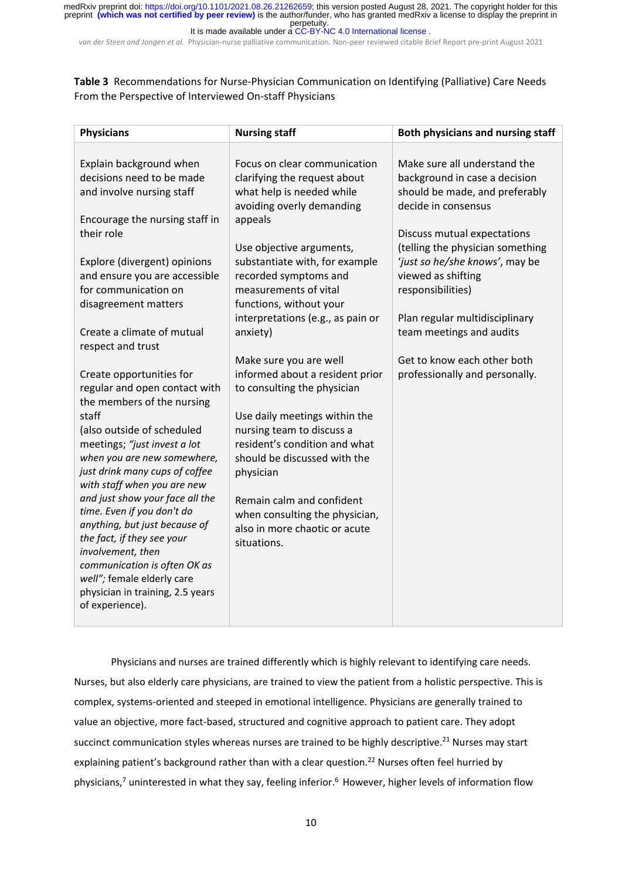**Table 3** Recommendations for Nurse-Physician Communication on Identifying (Palliative) Care Needs From the Perspective of Interviewed On-staff Physicians

| Physicians | Nursing staff | Both physicians and nursing staff |
|---|---|---|
| Explain background when decisions need to be made and involve nursing staff<br><br>Encourage the nursing staff in their role<br><br>Explore (divergent) opinions and ensure you are accessible for communication on disagreement matters<br><br>Create a climate of mutual respect and trust<br><br>Create opportunities for regular and open contact with the members of the nursing staff<br>(also outside of scheduled meetings; *"just invest a lot when you are new somewhere, just drink many cups of coffee with staff when you are new and just show your face all the time. Even if you don't do anything, but just because of the fact, if they see your involvement, then communication is often OK as well"*; female elderly care physician in training, 2.5 years of experience). | Focus on clear communication clarifying the request about what help is needed while avoiding overly demanding appeals<br><br>Use objective arguments, substantiate with, for example recorded symptoms and measurements of vital functions, without your interpretations (e.g., as pain or anxiety)<br><br>Make sure you are well informed about a resident prior to consulting the physician<br><br>Use daily meetings within the nursing team to discuss a resident's condition and what should be discussed with the physician<br><br>Remain calm and confident when consulting the physician, also in more chaotic or acute situations. | Make sure all understand the background in case a decision should be made, and preferably decide in consensus<br><br>Discuss mutual expectations (telling the physician something '*just so he/she knows*', may be viewed as shifting responsibilities)<br><br>Plan regular multidisciplinary team meetings and audits<br><br>Get to know each other both professionally and personally. |

Physicians and nurses are trained differently which is highly relevant to identifying care needs. Nurses, but also elderly care physicians, are trained to view the patient from a holistic perspective. This is complex, systems-oriented and steeped in emotional intelligence. Physicians are generally trained to value an objective, more fact-based, structured and cognitive approach to patient care. They adopt succinct communication styles whereas nurses are trained to be highly descriptive.[21] Nurses may start explaining patient's background rather than with a clear question.[22] Nurses often feel hurried by physicians,[7] uninterested in what they say, feeling inferior.[6] However, higher levels of information flow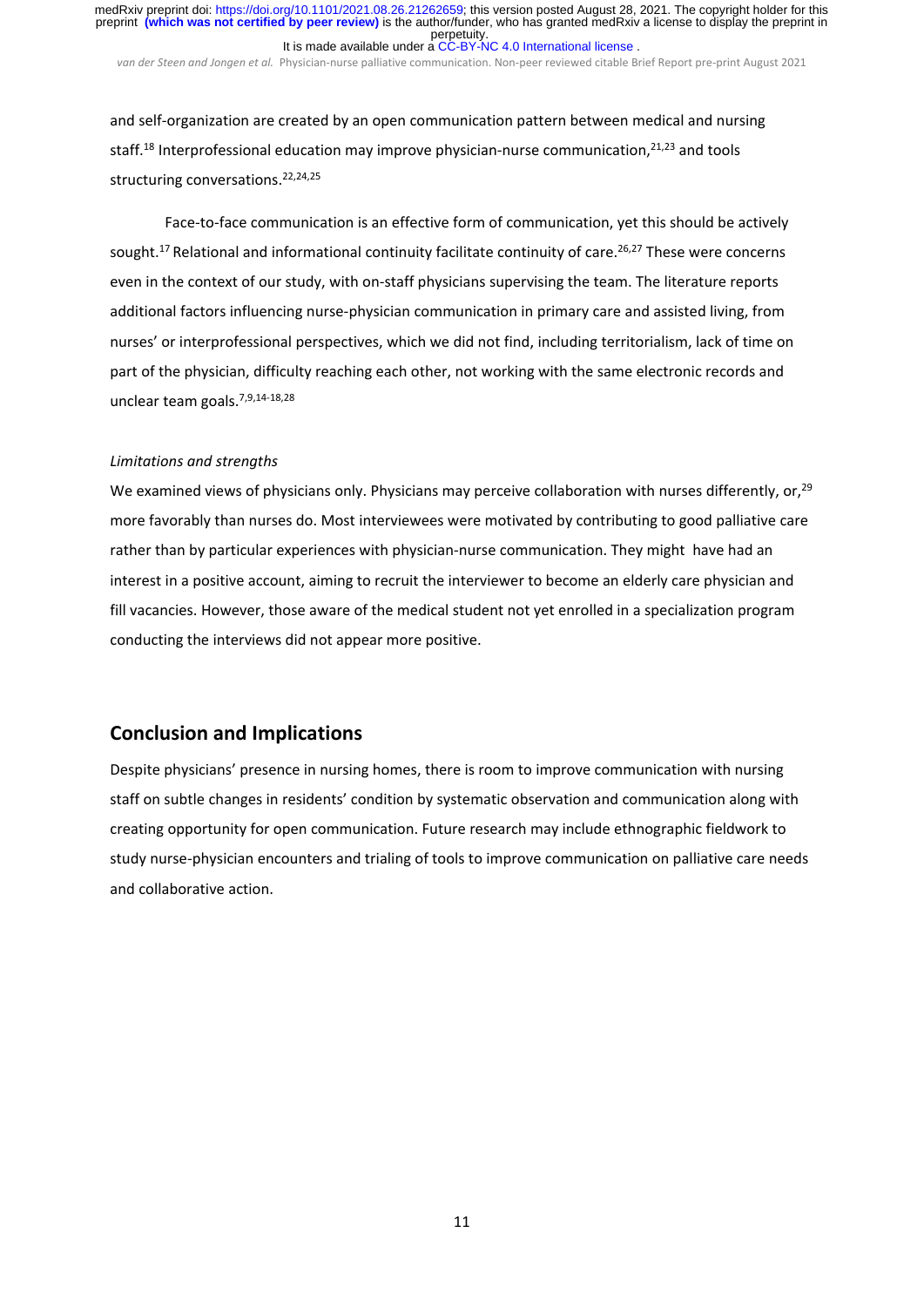and self-organization are created by an open communication pattern between medical and nursing staff.[18] Interprofessional education may improve physician-nurse communication,[21,23] and tools structuring conversations.[22,24,25]

Face-to-face communication is an effective form of communication, yet this should be actively sought.[17] Relational and informational continuity facilitate continuity of care.[26,27] These were concerns even in the context of our study, with on-staff physicians supervising the team. The literature reports additional factors influencing nurse-physician communication in primary care and assisted living, from nurses' or interprofessional perspectives, which we did not find, including territorialism, lack of time on part of the physician, difficulty reaching each other, not working with the same electronic records and unclear team goals.[7,9,14-18,28]

*Limitations and strengths*

We examined views of physicians only. Physicians may perceive collaboration with nurses differently, or,[29] more favorably than nurses do. Most interviewees were motivated by contributing to good palliative care rather than by particular experiences with physician-nurse communication. They might have had an interest in a positive account, aiming to recruit the interviewer to become an elderly care physician and fill vacancies. However, those aware of the medical student not yet enrolled in a specialization program conducting the interviews did not appear more positive.

## Conclusion and Implications

Despite physicians' presence in nursing homes, there is room to improve communication with nursing staff on subtle changes in residents' condition by systematic observation and communication along with creating opportunity for open communication. Future research may include ethnographic fieldwork to study nurse-physician encounters and trialing of tools to improve communication on palliative care needs and collaborative action.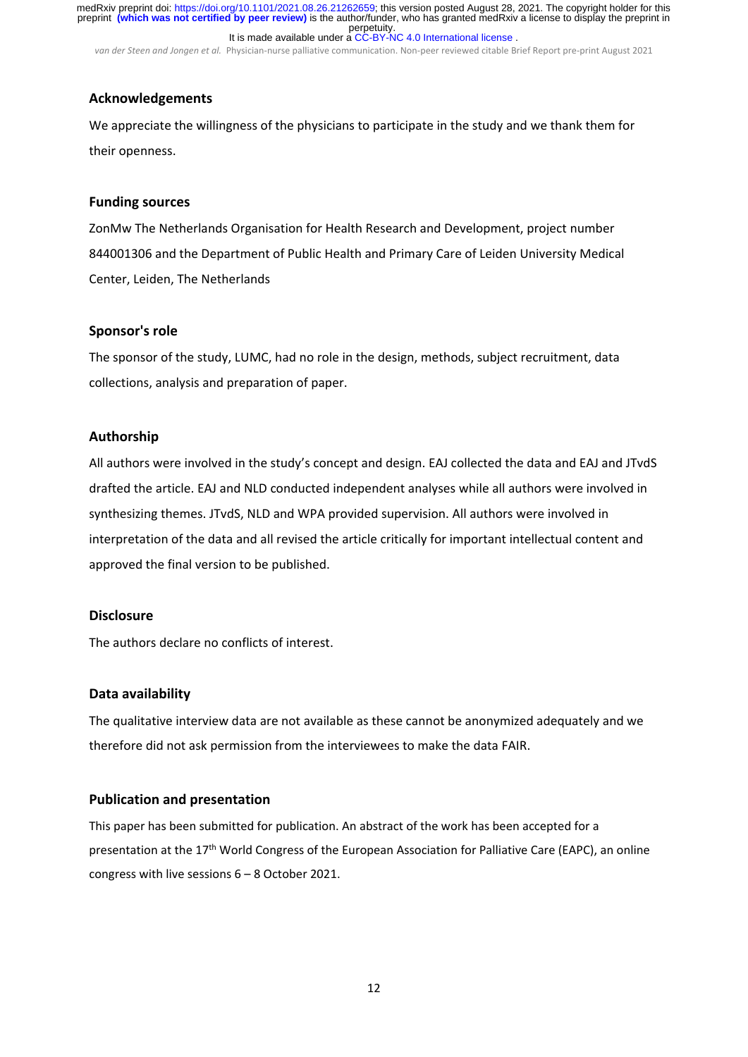## Acknowledgements

We appreciate the willingness of the physicians to participate in the study and we thank them for their openness.

## Funding sources

ZonMw The Netherlands Organisation for Health Research and Development, project number 844001306 and the Department of Public Health and Primary Care of Leiden University Medical Center, Leiden, The Netherlands

## Sponsor's role

The sponsor of the study, LUMC, had no role in the design, methods, subject recruitment, data collections, analysis and preparation of paper.

## Authorship

All authors were involved in the study's concept and design. EAJ collected the data and EAJ and JTvdS drafted the article. EAJ and NLD conducted independent analyses while all authors were involved in synthesizing themes. JTvdS, NLD and WPA provided supervision. All authors were involved in interpretation of the data and all revised the article critically for important intellectual content and approved the final version to be published.

## Disclosure

The authors declare no conflicts of interest.

## Data availability

The qualitative interview data are not available as these cannot be anonymized adequately and we therefore did not ask permission from the interviewees to make the data FAIR.

## Publication and presentation

This paper has been submitted for publication. An abstract of the work has been accepted for a presentation at the 17th World Congress of the European Association for Palliative Care (EAPC), an online congress with live sessions 6 – 8 October 2021.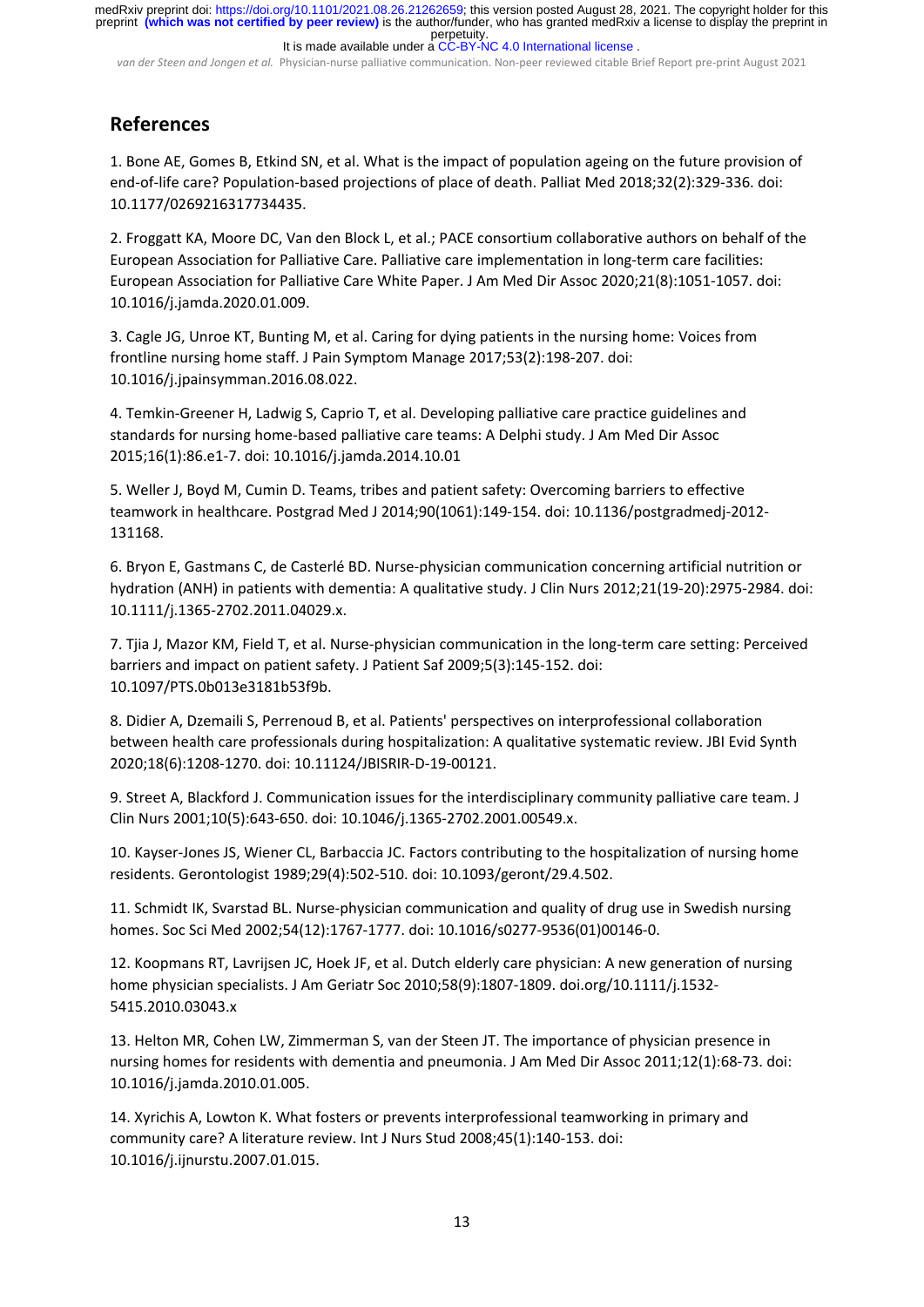## References

1. Bone AE, Gomes B, Etkind SN, et al. What is the impact of population ageing on the future provision of end-of-life care? Population-based projections of place of death. Palliat Med 2018;32(2):329-336. doi: 10.1177/0269216317734435.

2. Froggatt KA, Moore DC, Van den Block L, et al.; PACE consortium collaborative authors on behalf of the European Association for Palliative Care. Palliative care implementation in long-term care facilities: European Association for Palliative Care White Paper. J Am Med Dir Assoc 2020;21(8):1051-1057. doi: 10.1016/j.jamda.2020.01.009.

3. Cagle JG, Unroe KT, Bunting M, et al. Caring for dying patients in the nursing home: Voices from frontline nursing home staff. J Pain Symptom Manage 2017;53(2):198-207. doi: 10.1016/j.jpainsymman.2016.08.022.

4. Temkin-Greener H, Ladwig S, Caprio T, et al. Developing palliative care practice guidelines and standards for nursing home-based palliative care teams: A Delphi study. J Am Med Dir Assoc 2015;16(1):86.e1-7. doi: 10.1016/j.jamda.2014.10.01

5. Weller J, Boyd M, Cumin D. Teams, tribes and patient safety: Overcoming barriers to effective teamwork in healthcare. Postgrad Med J 2014;90(1061):149-154. doi: 10.1136/postgradmedj-2012-131168.

6. Bryon E, Gastmans C, de Casterlé BD. Nurse-physician communication concerning artificial nutrition or hydration (ANH) in patients with dementia: A qualitative study. J Clin Nurs 2012;21(19-20):2975-2984. doi: 10.1111/j.1365-2702.2011.04029.x.

7. Tjia J, Mazor KM, Field T, et al. Nurse-physician communication in the long-term care setting: Perceived barriers and impact on patient safety. J Patient Saf 2009;5(3):145-152. doi: 10.1097/PTS.0b013e3181b53f9b.

8. Didier A, Dzemaili S, Perrenoud B, et al. Patients' perspectives on interprofessional collaboration between health care professionals during hospitalization: A qualitative systematic review. JBI Evid Synth 2020;18(6):1208-1270. doi: 10.11124/JBISRIR-D-19-00121.

9. Street A, Blackford J. Communication issues for the interdisciplinary community palliative care team. J Clin Nurs 2001;10(5):643-650. doi: 10.1046/j.1365-2702.2001.00549.x.

10. Kayser-Jones JS, Wiener CL, Barbaccia JC. Factors contributing to the hospitalization of nursing home residents. Gerontologist 1989;29(4):502-510. doi: 10.1093/geront/29.4.502.

11. Schmidt IK, Svarstad BL. Nurse-physician communication and quality of drug use in Swedish nursing homes. Soc Sci Med 2002;54(12):1767-1777. doi: 10.1016/s0277-9536(01)00146-0.

12. Koopmans RT, Lavrijsen JC, Hoek JF, et al. Dutch elderly care physician: A new generation of nursing home physician specialists. J Am Geriatr Soc 2010;58(9):1807-1809. doi.org/10.1111/j.1532-5415.2010.03043.x

13. Helton MR, Cohen LW, Zimmerman S, van der Steen JT. The importance of physician presence in nursing homes for residents with dementia and pneumonia. J Am Med Dir Assoc 2011;12(1):68-73. doi: 10.1016/j.jamda.2010.01.005.

14. Xyrichis A, Lowton K. What fosters or prevents interprofessional teamworking in primary and community care? A literature review. Int J Nurs Stud 2008;45(1):140-153. doi: 10.1016/j.ijnurstu.2007.01.015.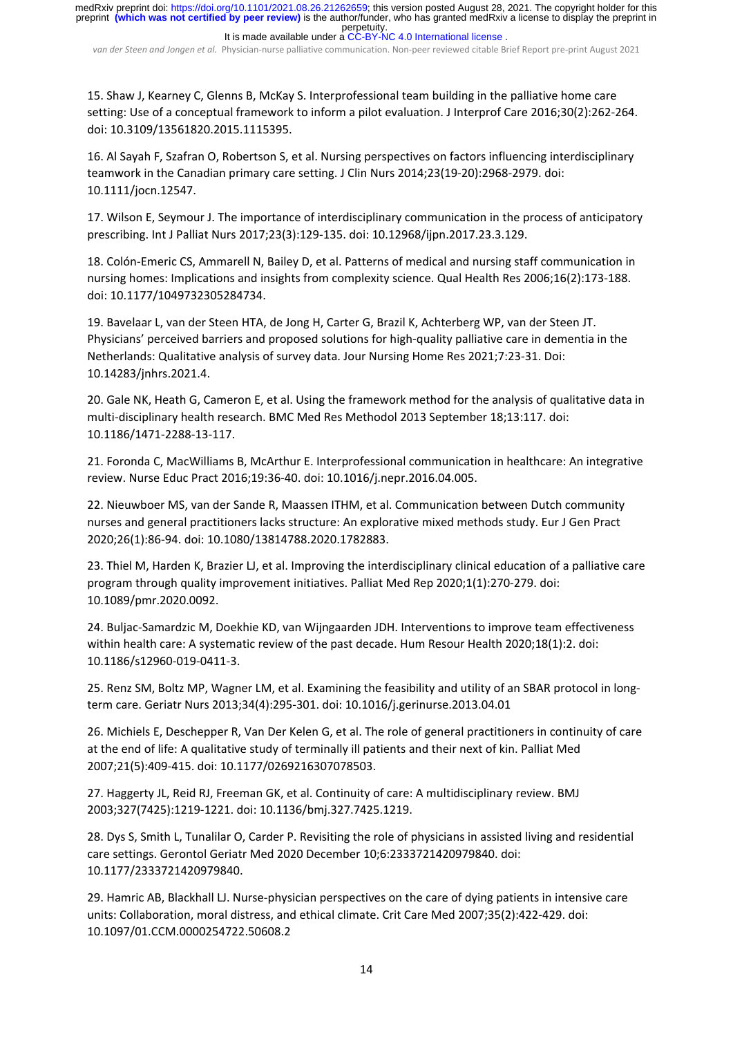15. Shaw J, Kearney C, Glenns B, McKay S. Interprofessional team building in the palliative home care setting: Use of a conceptual framework to inform a pilot evaluation. J Interprof Care 2016;30(2):262-264. doi: 10.3109/13561820.2015.1115395.

16. Al Sayah F, Szafran O, Robertson S, et al. Nursing perspectives on factors influencing interdisciplinary teamwork in the Canadian primary care setting. J Clin Nurs 2014;23(19-20):2968-2979. doi: 10.1111/jocn.12547.

17. Wilson E, Seymour J. The importance of interdisciplinary communication in the process of anticipatory prescribing. Int J Palliat Nurs 2017;23(3):129-135. doi: 10.12968/ijpn.2017.23.3.129.

18. Colón-Emeric CS, Ammarell N, Bailey D, et al. Patterns of medical and nursing staff communication in nursing homes: Implications and insights from complexity science. Qual Health Res 2006;16(2):173-188. doi: 10.1177/1049732305284734.

19. Bavelaar L, van der Steen HTA, de Jong H, Carter G, Brazil K, Achterberg WP, van der Steen JT. Physicians' perceived barriers and proposed solutions for high-quality palliative care in dementia in the Netherlands: Qualitative analysis of survey data. Jour Nursing Home Res 2021;7:23-31. Doi: 10.14283/jnhrs.2021.4.

20. Gale NK, Heath G, Cameron E, et al. Using the framework method for the analysis of qualitative data in multi-disciplinary health research. BMC Med Res Methodol 2013 September 18;13:117. doi: 10.1186/1471-2288-13-117.

21. Foronda C, MacWilliams B, McArthur E. Interprofessional communication in healthcare: An integrative review. Nurse Educ Pract 2016;19:36-40. doi: 10.1016/j.nepr.2016.04.005.

22. Nieuwboer MS, van der Sande R, Maassen ITHM, et al. Communication between Dutch community nurses and general practitioners lacks structure: An explorative mixed methods study. Eur J Gen Pract 2020;26(1):86-94. doi: 10.1080/13814788.2020.1782883.

23. Thiel M, Harden K, Brazier LJ, et al. Improving the interdisciplinary clinical education of a palliative care program through quality improvement initiatives. Palliat Med Rep 2020;1(1):270-279. doi: 10.1089/pmr.2020.0092.

24. Buljac-Samardzic M, Doekhie KD, van Wijngaarden JDH. Interventions to improve team effectiveness within health care: A systematic review of the past decade. Hum Resour Health 2020;18(1):2. doi: 10.1186/s12960-019-0411-3.

25. Renz SM, Boltz MP, Wagner LM, et al. Examining the feasibility and utility of an SBAR protocol in long-term care. Geriatr Nurs 2013;34(4):295-301. doi: 10.1016/j.gerinurse.2013.04.01

26. Michiels E, Deschepper R, Van Der Kelen G, et al. The role of general practitioners in continuity of care at the end of life: A qualitative study of terminally ill patients and their next of kin. Palliat Med 2007;21(5):409-415. doi: 10.1177/0269216307078503.

27. Haggerty JL, Reid RJ, Freeman GK, et al. Continuity of care: A multidisciplinary review. BMJ 2003;327(7425):1219-1221. doi: 10.1136/bmj.327.7425.1219.

28. Dys S, Smith L, Tunalilar O, Carder P. Revisiting the role of physicians in assisted living and residential care settings. Gerontol Geriatr Med 2020 December 10;6:2333721420979840. doi: 10.1177/2333721420979840.

29. Hamric AB, Blackhall LJ. Nurse-physician perspectives on the care of dying patients in intensive care units: Collaboration, moral distress, and ethical climate. Crit Care Med 2007;35(2):422-429. doi: 10.1097/01.CCM.0000254722.50608.2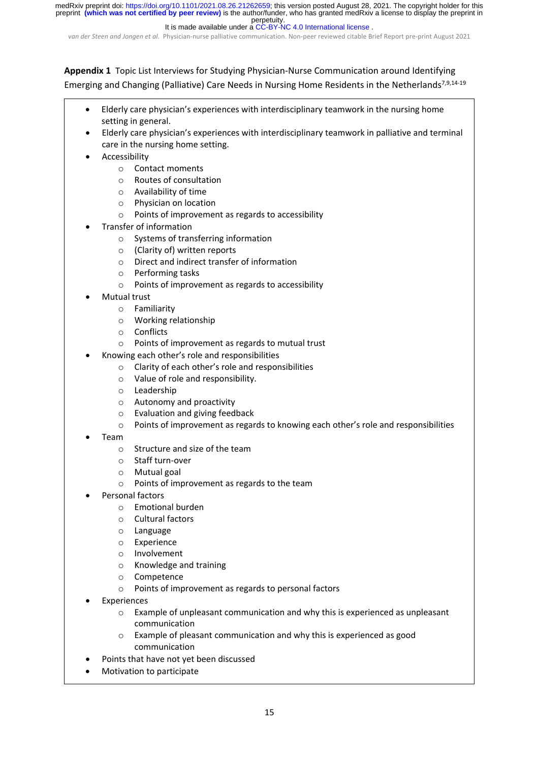**Appendix 1** Topic List Interviews for Studying Physician-Nurse Communication around Identifying Emerging and Changing (Palliative) Care Needs in Nursing Home Residents in the Netherlands[7,9,14-19]

- Elderly care physician's experiences with interdisciplinary teamwork in the nursing home setting in general.
- Elderly care physician's experiences with interdisciplinary teamwork in palliative and terminal care in the nursing home setting.
- Accessibility
    - Contact moments
    - Routes of consultation
    - Availability of time
    - Physician on location
    - Points of improvement as regards to accessibility
- Transfer of information
    - Systems of transferring information
    - (Clarity of) written reports
    - Direct and indirect transfer of information
    - Performing tasks
    - Points of improvement as regards to accessibility
- Mutual trust
    - Familiarity
    - Working relationship
    - Conflicts
    - Points of improvement as regards to mutual trust
- Knowing each other's role and responsibilities
    - Clarity of each other's role and responsibilities
    - Value of role and responsibility.
    - Leadership
    - Autonomy and proactivity
    - Evaluation and giving feedback
    - Points of improvement as regards to knowing each other's role and responsibilities
- Team
    - Structure and size of the team
    - Staff turn-over
    - Mutual goal
    - Points of improvement as regards to the team
- Personal factors
    - Emotional burden
    - Cultural factors
    - Language
    - Experience
    - Involvement
    - Knowledge and training
    - Competence
    - Points of improvement as regards to personal factors
- Experiences
    - Example of unpleasant communication and why this is experienced as unpleasant communication
    - Example of pleasant communication and why this is experienced as good communication
- Points that have not yet been discussed
- Motivation to participate